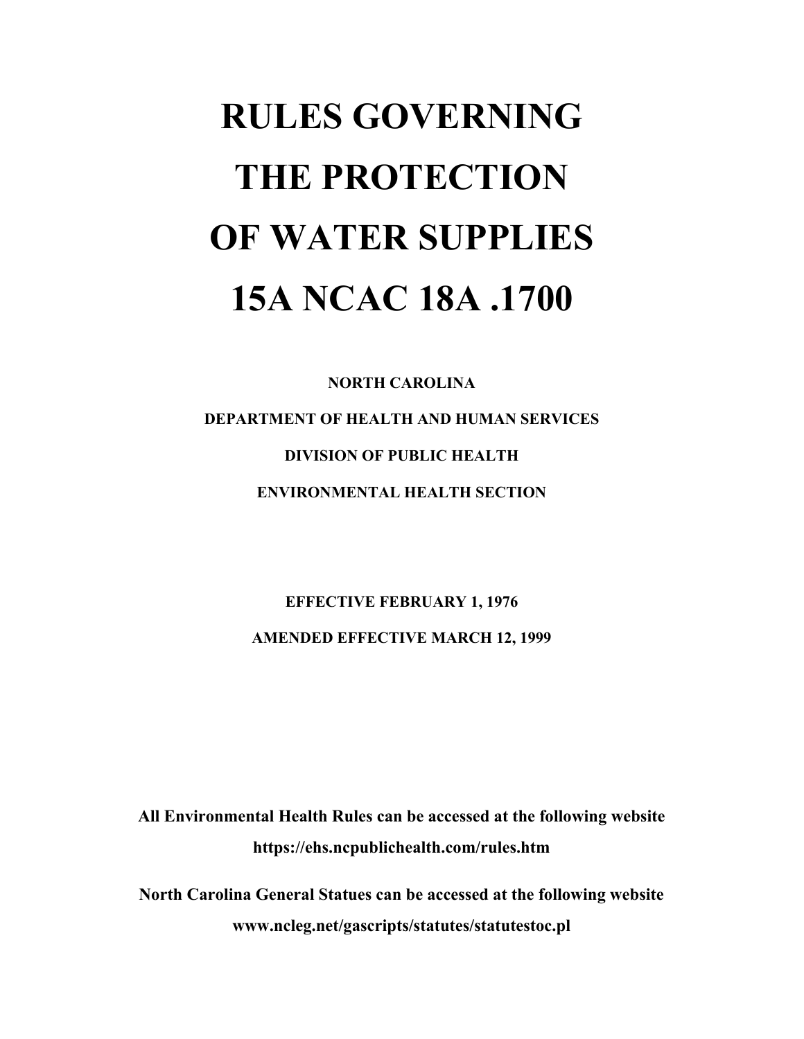# RULES GOVERNING THE PROTECTION OF WATER SUPPLIES 15A NCAC 18A .1700

**NORTH CAROLINA**

**DEPARTMENT OF HEALTH AND HUMAN SERVICES**

**DIVISION OF PUBLIC HEALTH**

**ENVIRONMENTAL HEALTH SECTION**

**EFFECTIVE FEBRUARY 1, 1976**

**AMENDED EFFECTIVE MARCH 12, 1999**

**All Environmental Health Rules can be accessed at the following website**
**https://ehs.ncpublichealth.com/rules.htm**

**North Carolina General Statues can be accessed at the following website**
**www.ncleg.net/gascripts/statutes/statutestoc.pl**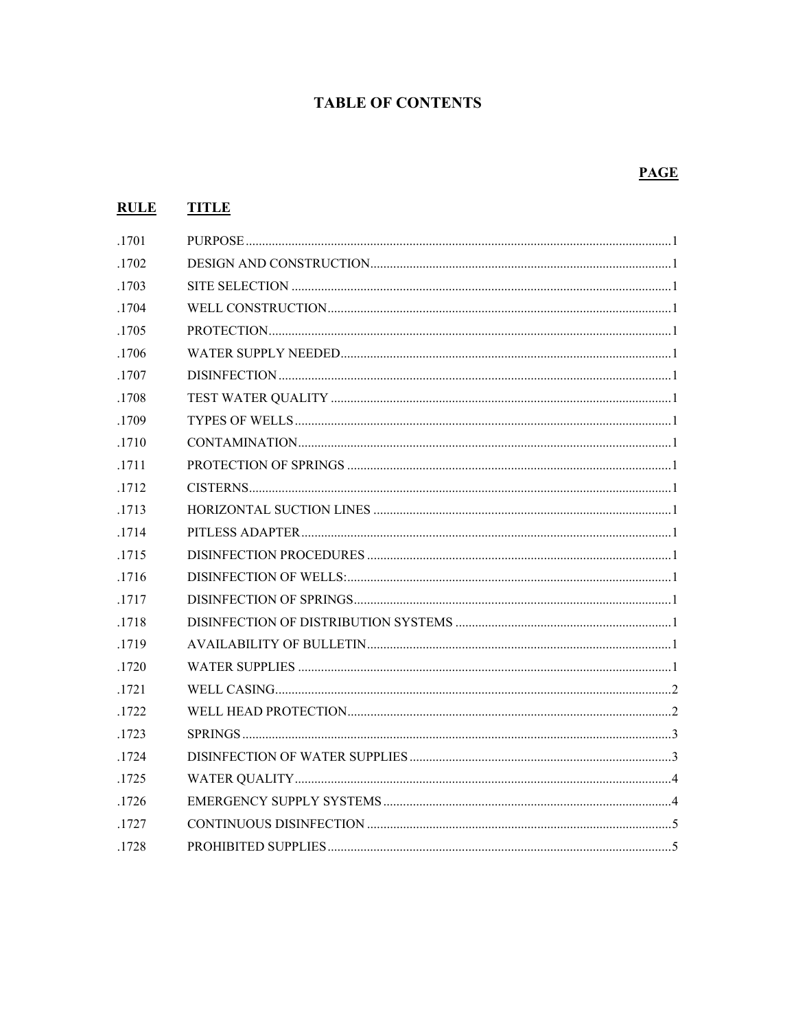# TABLE OF CONTENTS

| RULE | TITLE | PAGE |
|---|---|---|
| .1701 | PURPOSE | 1 |
| .1702 | DESIGN AND CONSTRUCTION | 1 |
| .1703 | SITE SELECTION | 1 |
| .1704 | WELL CONSTRUCTION | 1 |
| .1705 | PROTECTION | 1 |
| .1706 | WATER SUPPLY NEEDED | 1 |
| .1707 | DISINFECTION | 1 |
| .1708 | TEST WATER QUALITY | 1 |
| .1709 | TYPES OF WELLS | 1 |
| .1710 | CONTAMINATION | 1 |
| .1711 | PROTECTION OF SPRINGS | 1 |
| .1712 | CISTERNS | 1 |
| .1713 | HORIZONTAL SUCTION LINES | 1 |
| .1714 | PITLESS ADAPTER | 1 |
| .1715 | DISINFECTION PROCEDURES | 1 |
| .1716 | DISINFECTION OF WELLS: | 1 |
| .1717 | DISINFECTION OF SPRINGS | 1 |
| .1718 | DISINFECTION OF DISTRIBUTION SYSTEMS | 1 |
| .1719 | AVAILABILITY OF BULLETIN | 1 |
| .1720 | WATER SUPPLIES | 1 |
| .1721 | WELL CASING | 2 |
| .1722 | WELL HEAD PROTECTION | 2 |
| .1723 | SPRINGS | 3 |
| .1724 | DISINFECTION OF WATER SUPPLIES | 3 |
| .1725 | WATER QUALITY | 4 |
| .1726 | EMERGENCY SUPPLY SYSTEMS | 4 |
| .1727 | CONTINUOUS DISINFECTION | 5 |
| .1728 | PROHIBITED SUPPLIES | 5 |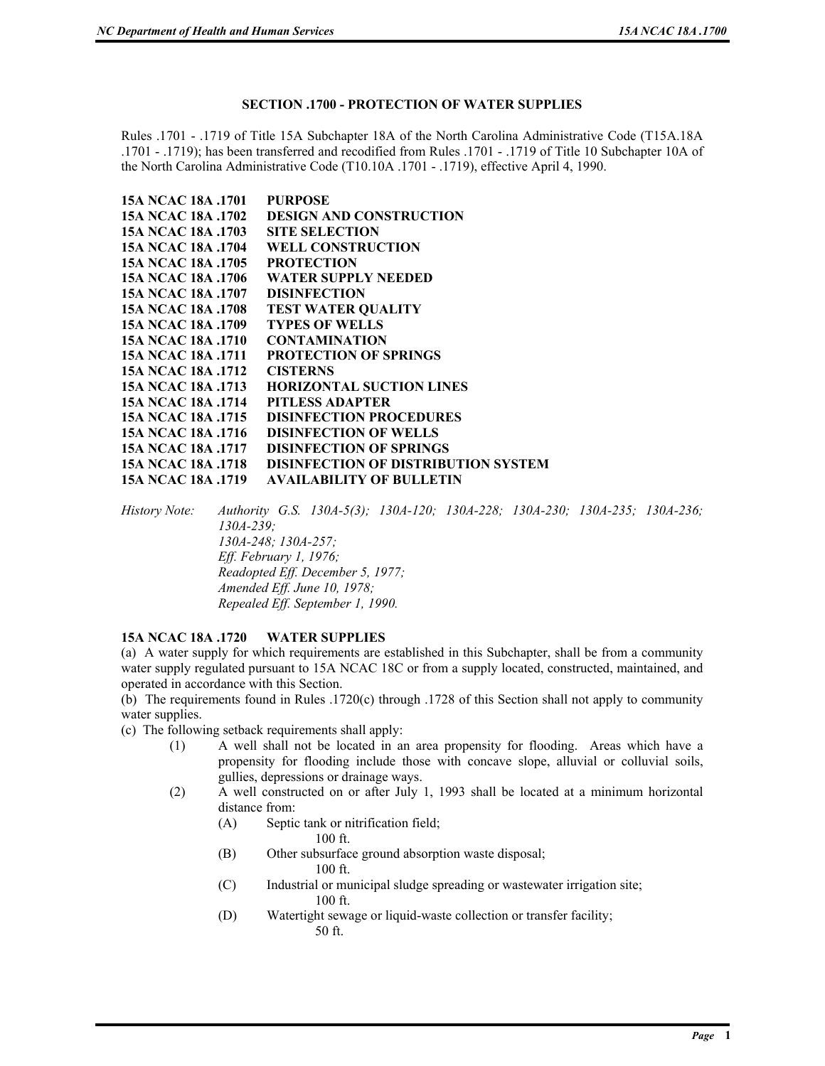## SECTION .1700 - PROTECTION OF WATER SUPPLIES

Rules .1701 - .1719 of Title 15A Subchapter 18A of the North Carolina Administrative Code (T15A.18A .1701 - .1719); has been transferred and recodified from Rules .1701 - .1719 of Title 10 Subchapter 10A of the North Carolina Administrative Code (T10.10A .1701 - .1719), effective April 4, 1990.

**15A NCAC 18A .1701 PURPOSE**
**15A NCAC 18A .1702 DESIGN AND CONSTRUCTION**
**15A NCAC 18A .1703 SITE SELECTION**
**15A NCAC 18A .1704 WELL CONSTRUCTION**
**15A NCAC 18A .1705 PROTECTION**
**15A NCAC 18A .1706 WATER SUPPLY NEEDED**
**15A NCAC 18A .1707 DISINFECTION**
**15A NCAC 18A .1708 TEST WATER QUALITY**
**15A NCAC 18A .1709 TYPES OF WELLS**
**15A NCAC 18A .1710 CONTAMINATION**
**15A NCAC 18A .1711 PROTECTION OF SPRINGS**
**15A NCAC 18A .1712 CISTERNS**
**15A NCAC 18A .1713 HORIZONTAL SUCTION LINES**
**15A NCAC 18A .1714 PITLESS ADAPTER**
**15A NCAC 18A .1715 DISINFECTION PROCEDURES**
**15A NCAC 18A .1716 DISINFECTION OF WELLS**
**15A NCAC 18A .1717 DISINFECTION OF SPRINGS**
**15A NCAC 18A .1718 DISINFECTION OF DISTRIBUTION SYSTEM**
**15A NCAC 18A .1719 AVAILABILITY OF BULLETIN**

*History Note: Authority G.S. 130A-5(3); 130A-120; 130A-228; 130A-230; 130A-235; 130A-236; 130A-239;*
*130A-248; 130A-257;*
*Eff. February 1, 1976;*
*Readopted Eff. December 5, 1977;*
*Amended Eff. June 10, 1978;*
*Repealed Eff. September 1, 1990.*

**15A NCAC 18A .1720 WATER SUPPLIES**

(a) A water supply for which requirements are established in this Subchapter, shall be from a community water supply regulated pursuant to 15A NCAC 18C or from a supply located, constructed, maintained, and operated in accordance with this Section.

(b) The requirements found in Rules .1720(c) through .1728 of this Section shall not apply to community water supplies.

(c) The following setback requirements shall apply:

- (1) A well shall not be located in an area propensity for flooding. Areas which have a propensity for flooding include those with concave slope, alluvial or colluvial soils, gullies, depressions or drainage ways.
- (2) A well constructed on or after July 1, 1993 shall be located at a minimum horizontal distance from:
  - (A) Septic tank or nitrification field;
    100 ft.
  - (B) Other subsurface ground absorption waste disposal;
    100 ft.
  - (C) Industrial or municipal sludge spreading or wastewater irrigation site;
    100 ft.
  - (D) Watertight sewage or liquid-waste collection or transfer facility;
    50 ft.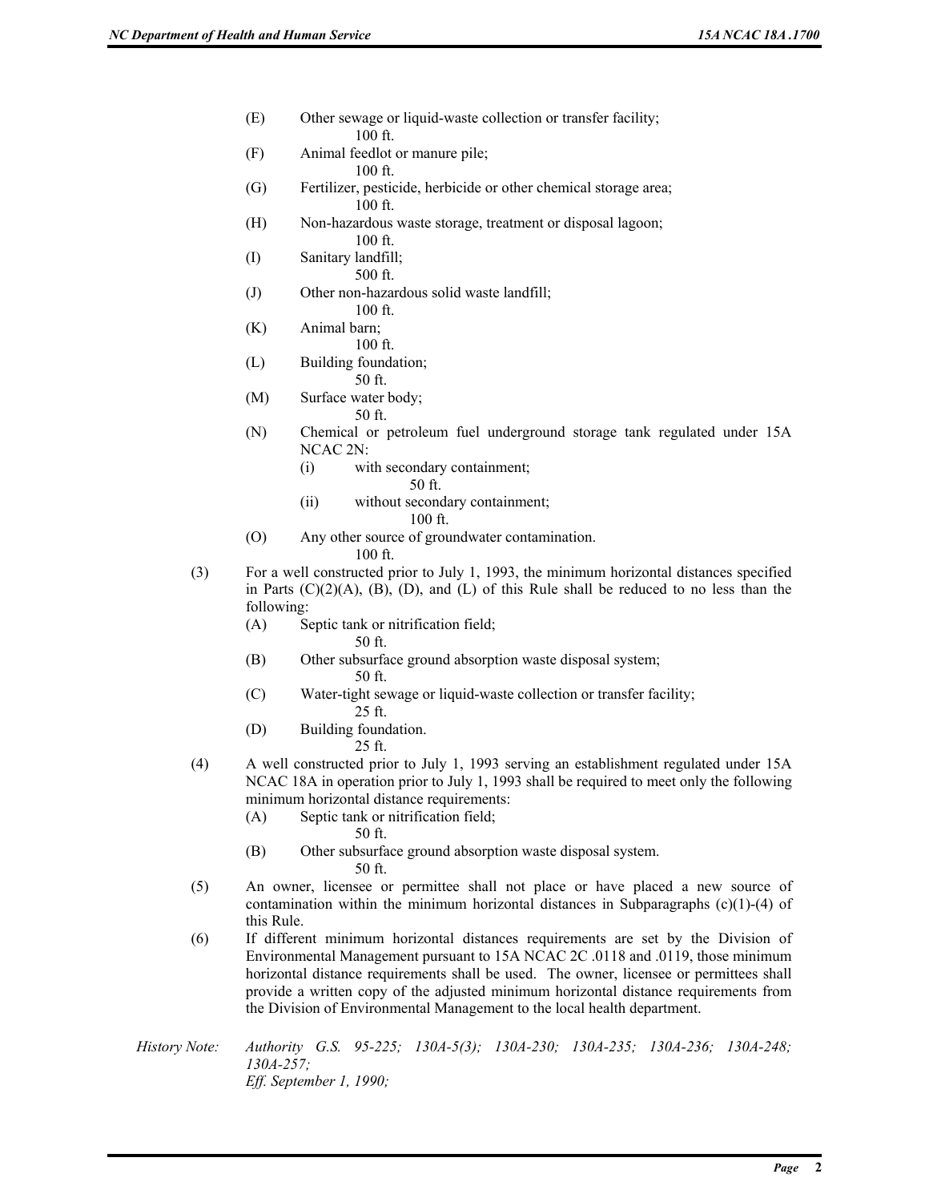(E) Other sewage or liquid-waste collection or transfer facility;
100 ft.

(F) Animal feedlot or manure pile;
100 ft.

(G) Fertilizer, pesticide, herbicide or other chemical storage area;
100 ft.

(H) Non-hazardous waste storage, treatment or disposal lagoon;
100 ft.

(I) Sanitary landfill;
500 ft.

(J) Other non-hazardous solid waste landfill;
100 ft.

(K) Animal barn;
100 ft.

(L) Building foundation;
50 ft.

(M) Surface water body;
50 ft.

(N) Chemical or petroleum fuel underground storage tank regulated under 15A NCAC 2N:

(i) with secondary containment;
50 ft.

(ii) without secondary containment;
100 ft.

(O) Any other source of groundwater contamination.
100 ft.

(3) For a well constructed prior to July 1, 1993, the minimum horizontal distances specified in Parts (C)(2)(A), (B), (D), and (L) of this Rule shall be reduced to no less than the following:

(A) Septic tank or nitrification field;
50 ft.

(B) Other subsurface ground absorption waste disposal system;
50 ft.

(C) Water-tight sewage or liquid-waste collection or transfer facility;
25 ft.

(D) Building foundation.
25 ft.

(4) A well constructed prior to July 1, 1993 serving an establishment regulated under 15A NCAC 18A in operation prior to July 1, 1993 shall be required to meet only the following minimum horizontal distance requirements:

(A) Septic tank or nitrification field;
50 ft.

(B) Other subsurface ground absorption waste disposal system.
50 ft.

(5) An owner, licensee or permittee shall not place or have placed a new source of contamination within the minimum horizontal distances in Subparagraphs (c)(1)-(4) of this Rule.

(6) If different minimum horizontal distances requirements are set by the Division of Environmental Management pursuant to 15A NCAC 2C .0118 and .0119, those minimum horizontal distance requirements shall be used. The owner, licensee or permittees shall provide a written copy of the adjusted minimum horizontal distance requirements from the Division of Environmental Management to the local health department.

*History Note: Authority G.S. 95-225; 130A-5(3); 130A-230; 130A-235; 130A-236; 130A-248; 130A-257;*
*Eff. September 1, 1990;*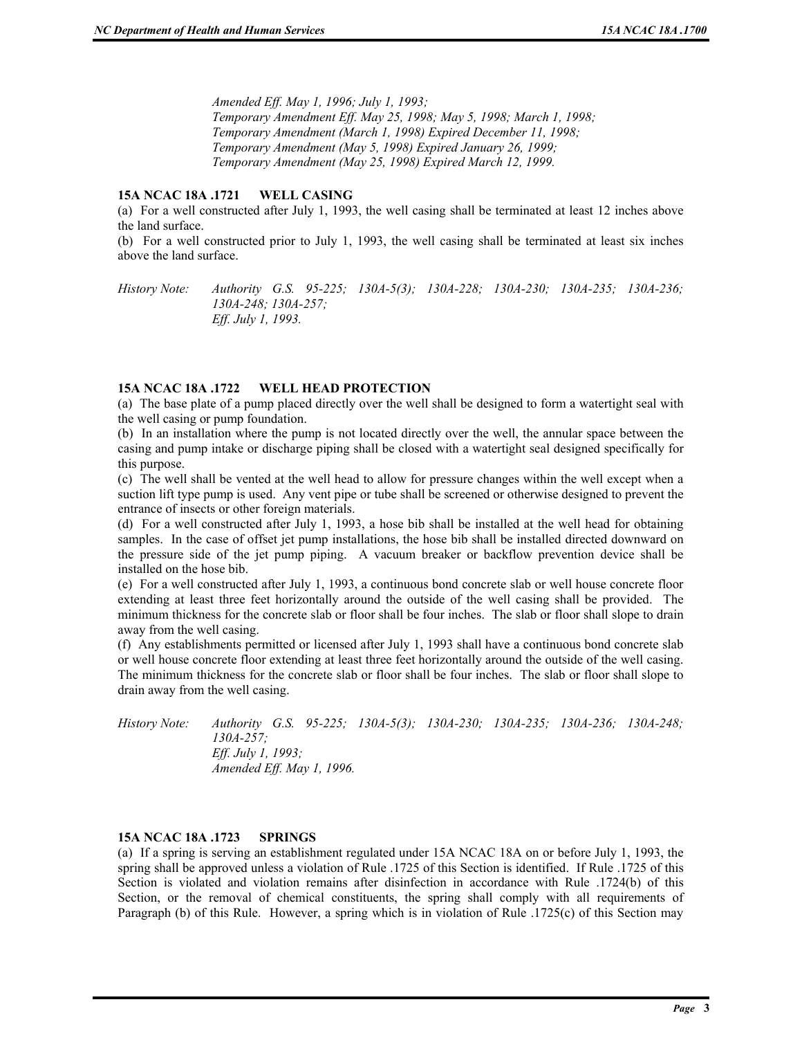*Amended Eff. May 1, 1996; July 1, 1993;*
*Temporary Amendment Eff. May 25, 1998; May 5, 1998; March 1, 1998;*
*Temporary Amendment (March 1, 1998) Expired December 11, 1998;*
*Temporary Amendment (May 5, 1998) Expired January 26, 1999;*
*Temporary Amendment (May 25, 1998) Expired March 12, 1999.*

**15A NCAC 18A .1721 WELL CASING**

(a) For a well constructed after July 1, 1993, the well casing shall be terminated at least 12 inches above the land surface.

(b) For a well constructed prior to July 1, 1993, the well casing shall be terminated at least six inches above the land surface.

*History Note: Authority G.S. 95-225; 130A-5(3); 130A-228; 130A-230; 130A-235; 130A-236; 130A-248; 130A-257;*
*Eff. July 1, 1993.*

**15A NCAC 18A .1722 WELL HEAD PROTECTION**

(a) The base plate of a pump placed directly over the well shall be designed to form a watertight seal with the well casing or pump foundation.

(b) In an installation where the pump is not located directly over the well, the annular space between the casing and pump intake or discharge piping shall be closed with a watertight seal designed specifically for this purpose.

(c) The well shall be vented at the well head to allow for pressure changes within the well except when a suction lift type pump is used. Any vent pipe or tube shall be screened or otherwise designed to prevent the entrance of insects or other foreign materials.

(d) For a well constructed after July 1, 1993, a hose bib shall be installed at the well head for obtaining samples. In the case of offset jet pump installations, the hose bib shall be installed directed downward on the pressure side of the jet pump piping. A vacuum breaker or backflow prevention device shall be installed on the hose bib.

(e) For a well constructed after July 1, 1993, a continuous bond concrete slab or well house concrete floor extending at least three feet horizontally around the outside of the well casing shall be provided. The minimum thickness for the concrete slab or floor shall be four inches. The slab or floor shall slope to drain away from the well casing.

(f) Any establishments permitted or licensed after July 1, 1993 shall have a continuous bond concrete slab or well house concrete floor extending at least three feet horizontally around the outside of the well casing. The minimum thickness for the concrete slab or floor shall be four inches. The slab or floor shall slope to drain away from the well casing.

*History Note: Authority G.S. 95-225; 130A-5(3); 130A-230; 130A-235; 130A-236; 130A-248; 130A-257;*
*Eff. July 1, 1993;*
*Amended Eff. May 1, 1996.*

**15A NCAC 18A .1723 SPRINGS**

(a) If a spring is serving an establishment regulated under 15A NCAC 18A on or before July 1, 1993, the spring shall be approved unless a violation of Rule .1725 of this Section is identified. If Rule .1725 of this Section is violated and violation remains after disinfection in accordance with Rule .1724(b) of this Section, or the removal of chemical constituents, the spring shall comply with all requirements of Paragraph (b) of this Rule. However, a spring which is in violation of Rule .1725(c) of this Section may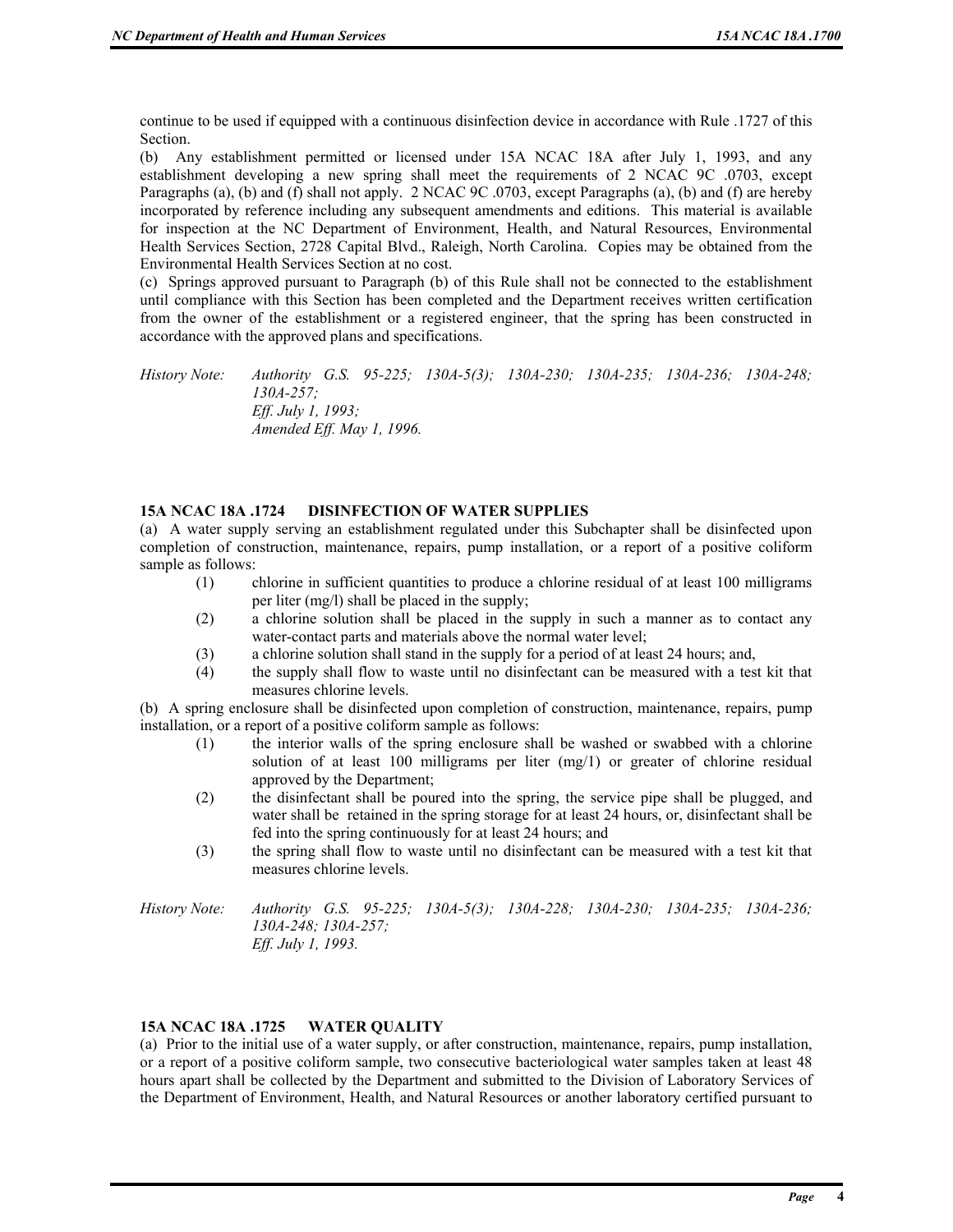continue to be used if equipped with a continuous disinfection device in accordance with Rule .1727 of this Section.

(b) Any establishment permitted or licensed under 15A NCAC 18A after July 1, 1993, and any establishment developing a new spring shall meet the requirements of 2 NCAC 9C .0703, except Paragraphs (a), (b) and (f) shall not apply. 2 NCAC 9C .0703, except Paragraphs (a), (b) and (f) are hereby incorporated by reference including any subsequent amendments and editions. This material is available for inspection at the NC Department of Environment, Health, and Natural Resources, Environmental Health Services Section, 2728 Capital Blvd., Raleigh, North Carolina. Copies may be obtained from the Environmental Health Services Section at no cost.

(c) Springs approved pursuant to Paragraph (b) of this Rule shall not be connected to the establishment until compliance with this Section has been completed and the Department receives written certification from the owner of the establishment or a registered engineer, that the spring has been constructed in accordance with the approved plans and specifications.

*History Note: Authority G.S. 95-225; 130A-5(3); 130A-230; 130A-235; 130A-236; 130A-248; 130A-257;*
*Eff. July 1, 1993;*
*Amended Eff. May 1, 1996.*

### 15A NCAC 18A .1724 DISINFECTION OF WATER SUPPLIES

(a) A water supply serving an establishment regulated under this Subchapter shall be disinfected upon completion of construction, maintenance, repairs, pump installation, or a report of a positive coliform sample as follows:

(1) chlorine in sufficient quantities to produce a chlorine residual of at least 100 milligrams per liter (mg/l) shall be placed in the supply;

(2) a chlorine solution shall be placed in the supply in such a manner as to contact any water-contact parts and materials above the normal water level;

(3) a chlorine solution shall stand in the supply for a period of at least 24 hours; and,

(4) the supply shall flow to waste until no disinfectant can be measured with a test kit that measures chlorine levels.

(b) A spring enclosure shall be disinfected upon completion of construction, maintenance, repairs, pump installation, or a report of a positive coliform sample as follows:

(1) the interior walls of the spring enclosure shall be washed or swabbed with a chlorine solution of at least 100 milligrams per liter (mg/1) or greater of chlorine residual approved by the Department;

(2) the disinfectant shall be poured into the spring, the service pipe shall be plugged, and water shall be retained in the spring storage for at least 24 hours, or, disinfectant shall be fed into the spring continuously for at least 24 hours; and

(3) the spring shall flow to waste until no disinfectant can be measured with a test kit that measures chlorine levels.

*History Note: Authority G.S. 95-225; 130A-5(3); 130A-228; 130A-230; 130A-235; 130A-236; 130A-248; 130A-257;*
*Eff. July 1, 1993.*

### 15A NCAC 18A .1725 WATER QUALITY

(a) Prior to the initial use of a water supply, or after construction, maintenance, repairs, pump installation, or a report of a positive coliform sample, two consecutive bacteriological water samples taken at least 48 hours apart shall be collected by the Department and submitted to the Division of Laboratory Services of the Department of Environment, Health, and Natural Resources or another laboratory certified pursuant to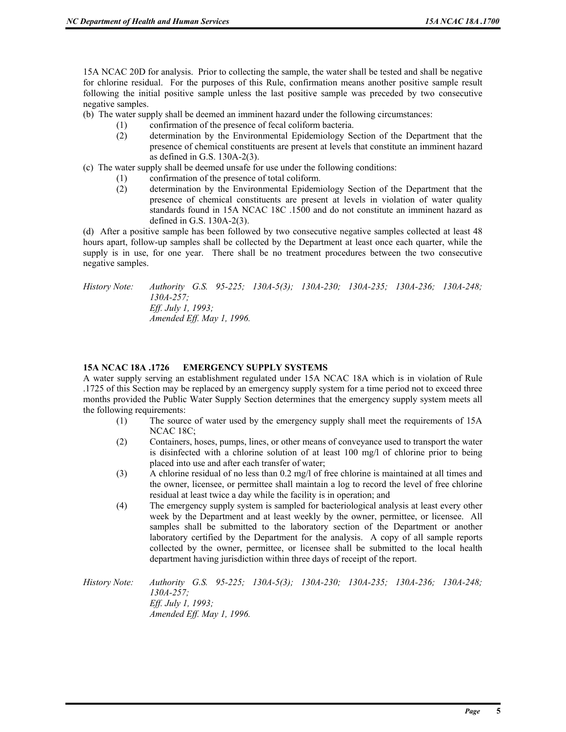15A NCAC 20D for analysis. Prior to collecting the sample, the water shall be tested and shall be negative for chlorine residual. For the purposes of this Rule, confirmation means another positive sample result following the initial positive sample unless the last positive sample was preceded by two consecutive negative samples.

(b) The water supply shall be deemed an imminent hazard under the following circumstances:

- (1) confirmation of the presence of fecal coliform bacteria.
- (2) determination by the Environmental Epidemiology Section of the Department that the presence of chemical constituents are present at levels that constitute an imminent hazard as defined in G.S. 130A-2(3).

(c) The water supply shall be deemed unsafe for use under the following conditions:

- (1) confirmation of the presence of total coliform.
- (2) determination by the Environmental Epidemiology Section of the Department that the presence of chemical constituents are present at levels in violation of water quality standards found in 15A NCAC 18C .1500 and do not constitute an imminent hazard as defined in G.S. 130A-2(3).

(d) After a positive sample has been followed by two consecutive negative samples collected at least 48 hours apart, follow-up samples shall be collected by the Department at least once each quarter, while the supply is in use, for one year. There shall be no treatment procedures between the two consecutive negative samples.

*History Note: Authority G.S. 95-225; 130A-5(3); 130A-230; 130A-235; 130A-236; 130A-248; 130A-257;*
*Eff. July 1, 1993;*
*Amended Eff. May 1, 1996.*

### 15A NCAC 18A .1726 EMERGENCY SUPPLY SYSTEMS

A water supply serving an establishment regulated under 15A NCAC 18A which is in violation of Rule .1725 of this Section may be replaced by an emergency supply system for a time period not to exceed three months provided the Public Water Supply Section determines that the emergency supply system meets all the following requirements:

- (1) The source of water used by the emergency supply shall meet the requirements of 15A NCAC 18C;
- (2) Containers, hoses, pumps, lines, or other means of conveyance used to transport the water is disinfected with a chlorine solution of at least 100 mg/l of chlorine prior to being placed into use and after each transfer of water;
- (3) A chlorine residual of no less than 0.2 mg/l of free chlorine is maintained at all times and the owner, licensee, or permittee shall maintain a log to record the level of free chlorine residual at least twice a day while the facility is in operation; and
- (4) The emergency supply system is sampled for bacteriological analysis at least every other week by the Department and at least weekly by the owner, permittee, or licensee. All samples shall be submitted to the laboratory section of the Department or another laboratory certified by the Department for the analysis. A copy of all sample reports collected by the owner, permittee, or licensee shall be submitted to the local health department having jurisdiction within three days of receipt of the report.

*History Note: Authority G.S. 95-225; 130A-5(3); 130A-230; 130A-235; 130A-236; 130A-248; 130A-257;*
*Eff. July 1, 1993;*
*Amended Eff. May 1, 1996.*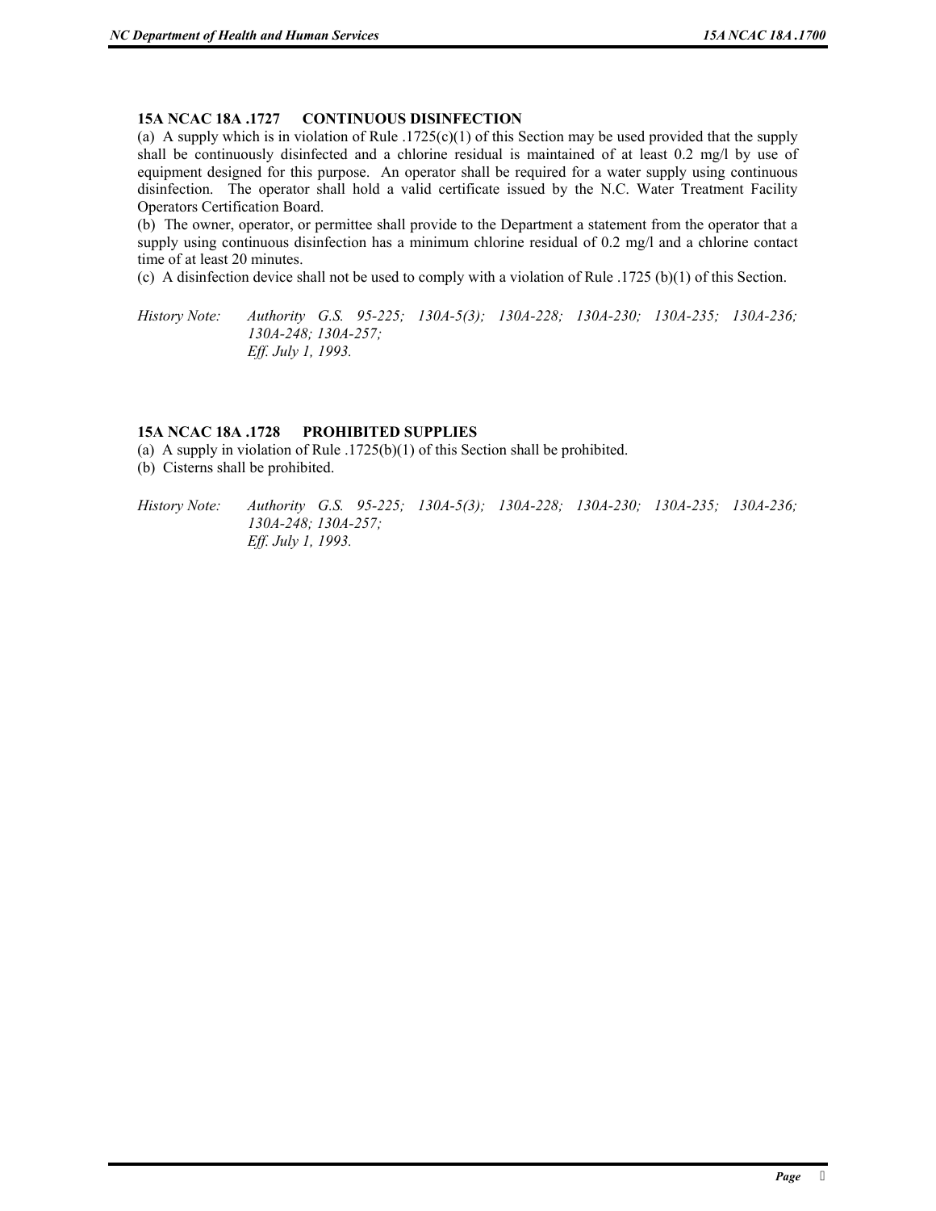### 15A NCAC 18A .1727 CONTINUOUS DISINFECTION

(a) A supply which is in violation of Rule .1725(c)(1) of this Section may be used provided that the supply shall be continuously disinfected and a chlorine residual is maintained of at least 0.2 mg/l by use of equipment designed for this purpose. An operator shall be required for a water supply using continuous disinfection. The operator shall hold a valid certificate issued by the N.C. Water Treatment Facility Operators Certification Board.

(b) The owner, operator, or permittee shall provide to the Department a statement from the operator that a supply using continuous disinfection has a minimum chlorine residual of 0.2 mg/l and a chlorine contact time of at least 20 minutes.

(c) A disinfection device shall not be used to comply with a violation of Rule .1725 (b)(1) of this Section.

*History Note: Authority G.S. 95-225; 130A-5(3); 130A-228; 130A-230; 130A-235; 130A-236; 130A-248; 130A-257;*
*Eff. July 1, 1993.*

### 15A NCAC 18A .1728 PROHIBITED SUPPLIES

(a) A supply in violation of Rule .1725(b)(1) of this Section shall be prohibited.

(b) Cisterns shall be prohibited.

*History Note: Authority G.S. 95-225; 130A-5(3); 130A-228; 130A-230; 130A-235; 130A-236; 130A-248; 130A-257;*
*Eff. July 1, 1993.*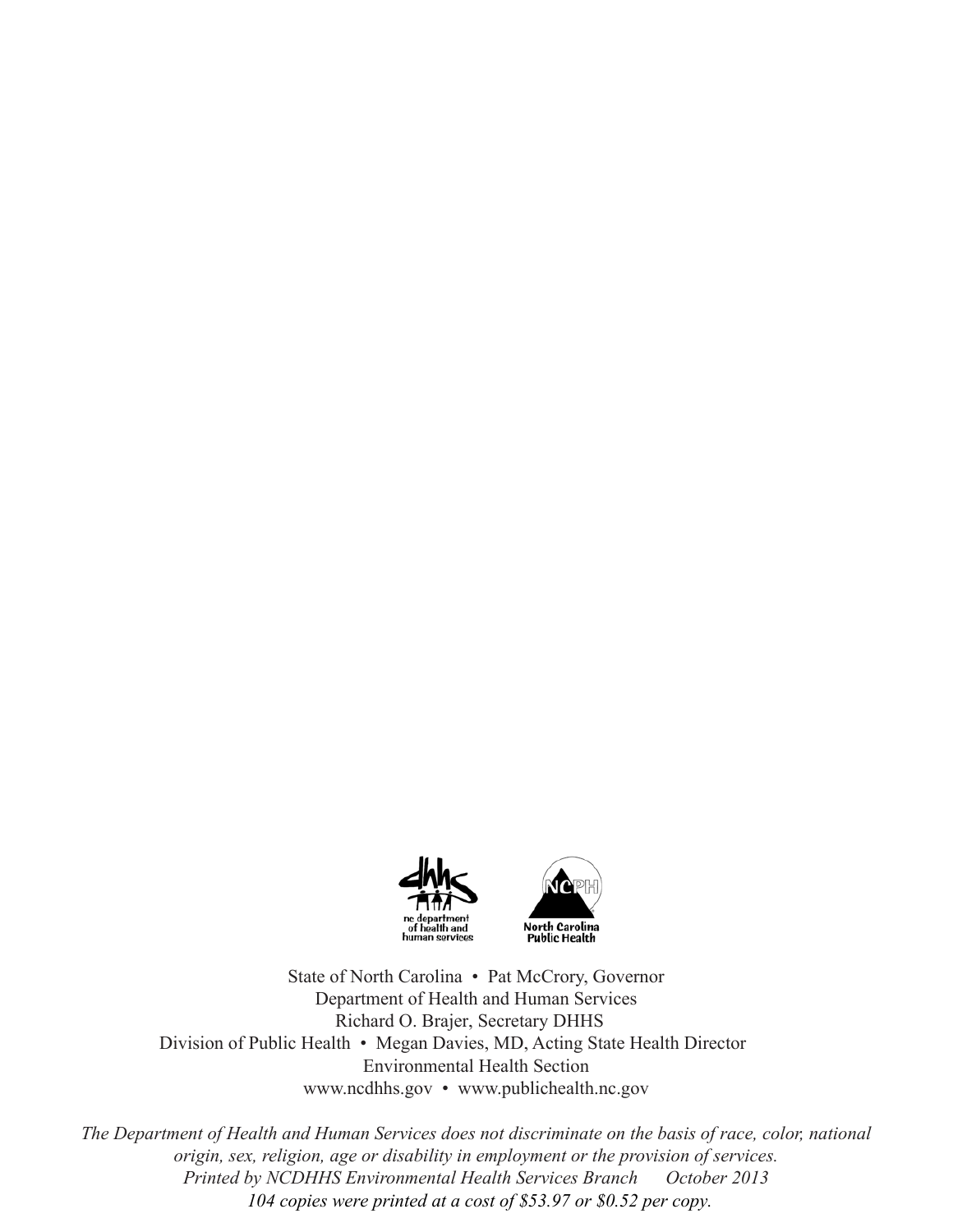nc department of health and human services

North Carolina Public Health

State of North Carolina • Pat McCrory, Governor
Department of Health and Human Services
Richard O. Brajer, Secretary DHHS
Division of Public Health • Megan Davies, MD, Acting State Health Director
Environmental Health Section
www.ncdhhs.gov • www.publichealth.nc.gov

*The Department of Health and Human Services does not discriminate on the basis of race, color, national origin, sex, religion, age or disability in employment or the provision of services.*
*Printed by NCDHHS Environmental Health Services Branch October 2013*
*104 copies were printed at a cost of $53.97 or $0.52 per copy.*